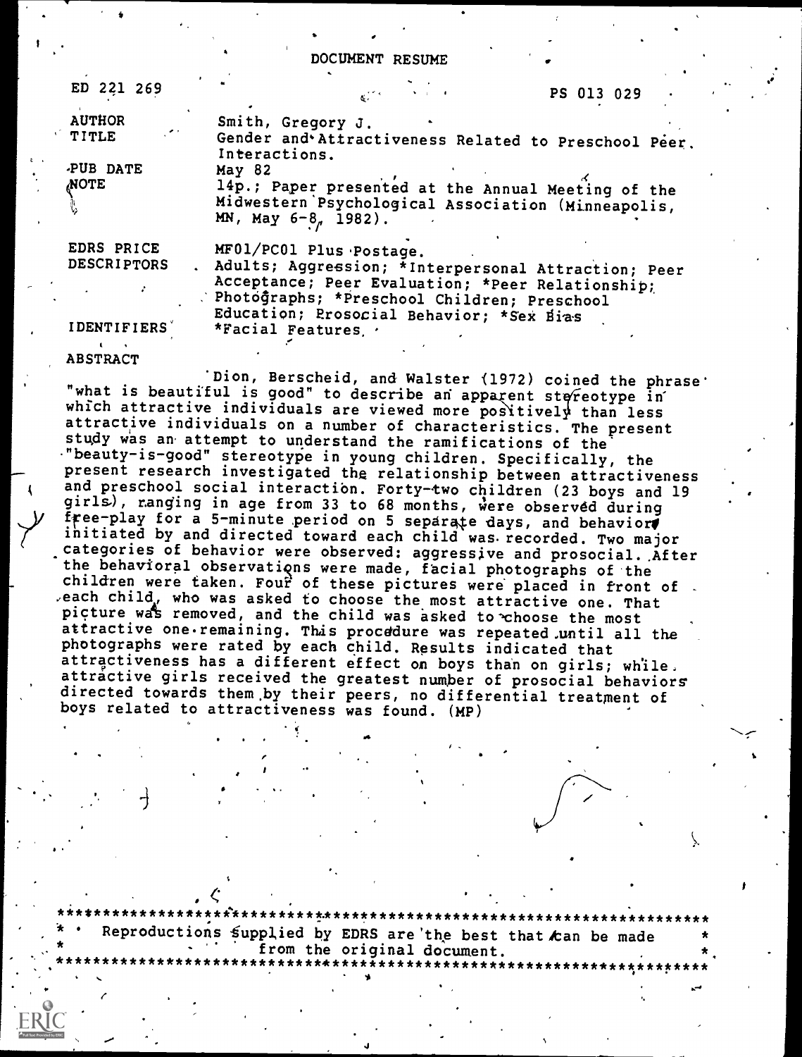# DOCUMENT RESUME

| | |
|---|---|
| ED 221 269 | PS 013 029 |
| AUTHOR | Smith, Gregory J. |
| TITLE | Gender and Attractiveness Related to Preschool Peer Interactions. |
| PUB DATE | May 82 |
| NOTE | 14p.; Paper presented at the Annual Meeting of the Midwestern Psychological Association (Minneapolis, MN, May 6-8, 1982). |
| EDRS PRICE | MF01/PC01 Plus Postage. |
| DESCRIPTORS | Adults; Aggression; *Interpersonal Attraction; Peer Acceptance; Peer Evaluation; *Peer Relationship; Photographs; *Preschool Children; Preschool Education; Prosocial Behavior; *Sex Bias |
| IDENTIFIERS | *Facial Features |

ABSTRACT

Dion, Berscheid, and Walster (1972) coined the phrase "what is beautiful is good" to describe an apparent stereotype in which attractive individuals are viewed more positively than less attractive individuals on a number of characteristics. The present study was an attempt to understand the ramifications of the "beauty-is-good" stereotype in young children. Specifically, the present research investigated the relationship between attractiveness and preschool social interaction. Forty-two children (23 boys and 19 girls), ranging in age from 33 to 68 months, were observed during free-play for a 5-minute period on 5 separate days, and behavior initiated by and directed toward each child was recorded. Two major categories of behavior were observed: aggressive and prosocial. After the behavioral observations were made, facial photographs of the children were taken. Four of these pictures were placed in front of each child, who was asked to choose the most attractive one. That picture was removed, and the child was asked to choose the most attractive one remaining. This procedure was repeated until all the photographs were rated by each child. Results indicated that attractiveness has a different effect on boys than on girls; while attractive girls received the greatest number of prosocial behaviors directed towards them by their peers, no differential treatment of boys related to attractiveness was found. (MP)

***********************************************************************
* Reproductions supplied by EDRS are the best that can be made *
* from the original document. *
***********************************************************************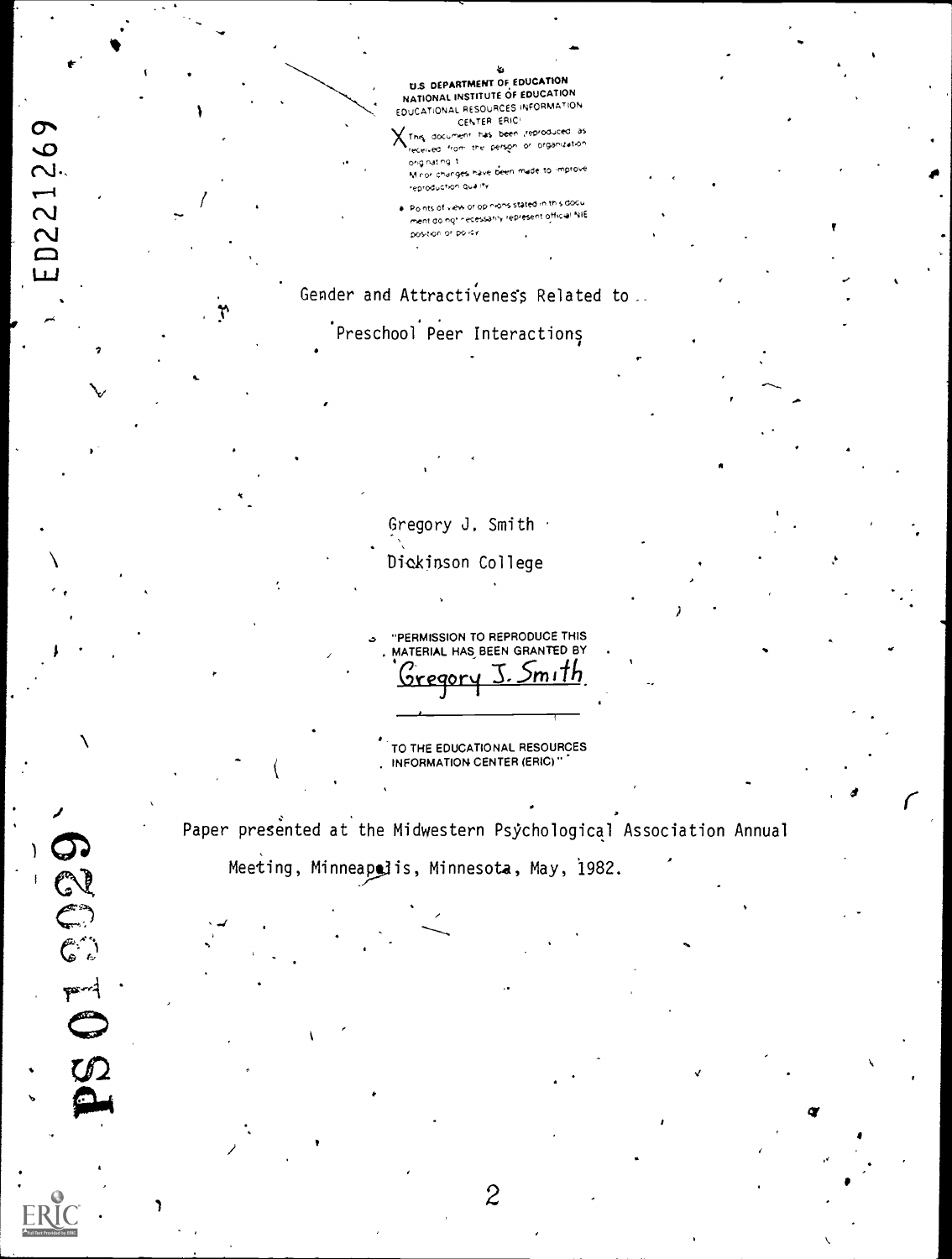U.S. DEPARTMENT OF EDUCATION
NATIONAL INSTITUTE OF EDUCATION
EDUCATIONAL RESOURCES INFORMATION
CENTER (ERIC)

X This document has been reproduced as received from the person or organization originating it.

Minor changes have been made to improve reproduction quality.

- Points of view or opinions stated in this document do not necessarily represent official NIE position or policy.

ED221269

# Gender and Attractiveness Related to Preschool Peer Interactions

Gregory J. Smith

Dickinson College

"PERMISSION TO REPRODUCE THIS MATERIAL HAS BEEN GRANTED BY

Gregory J. Smith

TO THE EDUCATIONAL RESOURCES INFORMATION CENTER (ERIC)."

Paper presented at the Midwestern Psychological Association Annual Meeting, Minneapolis, Minnesota, May, 1982.

PS 013029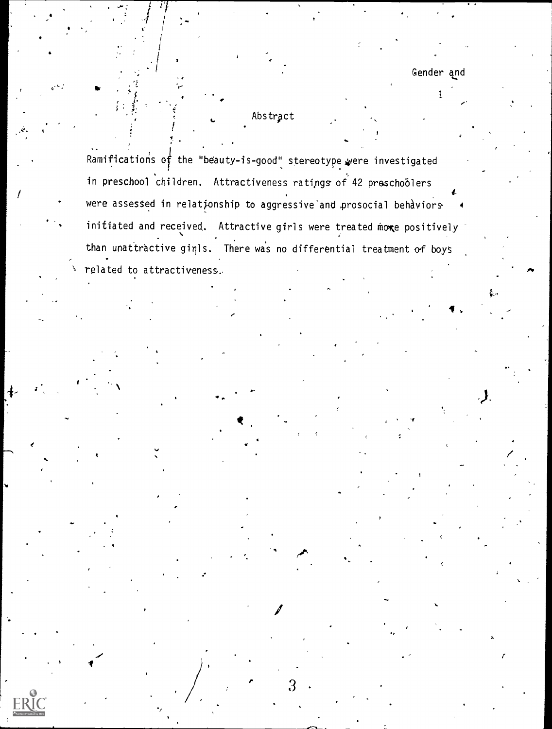# Abstract

Ramifications of the "beauty-is-good" stereotype were investigated in preschool children. Attractiveness ratings of 42 preschoolers were assessed in relationship to aggressive and prosocial behaviors initiated and received. Attractive girls were treated more positively than unattractive girls. There was no differential treatment of boys related to attractiveness.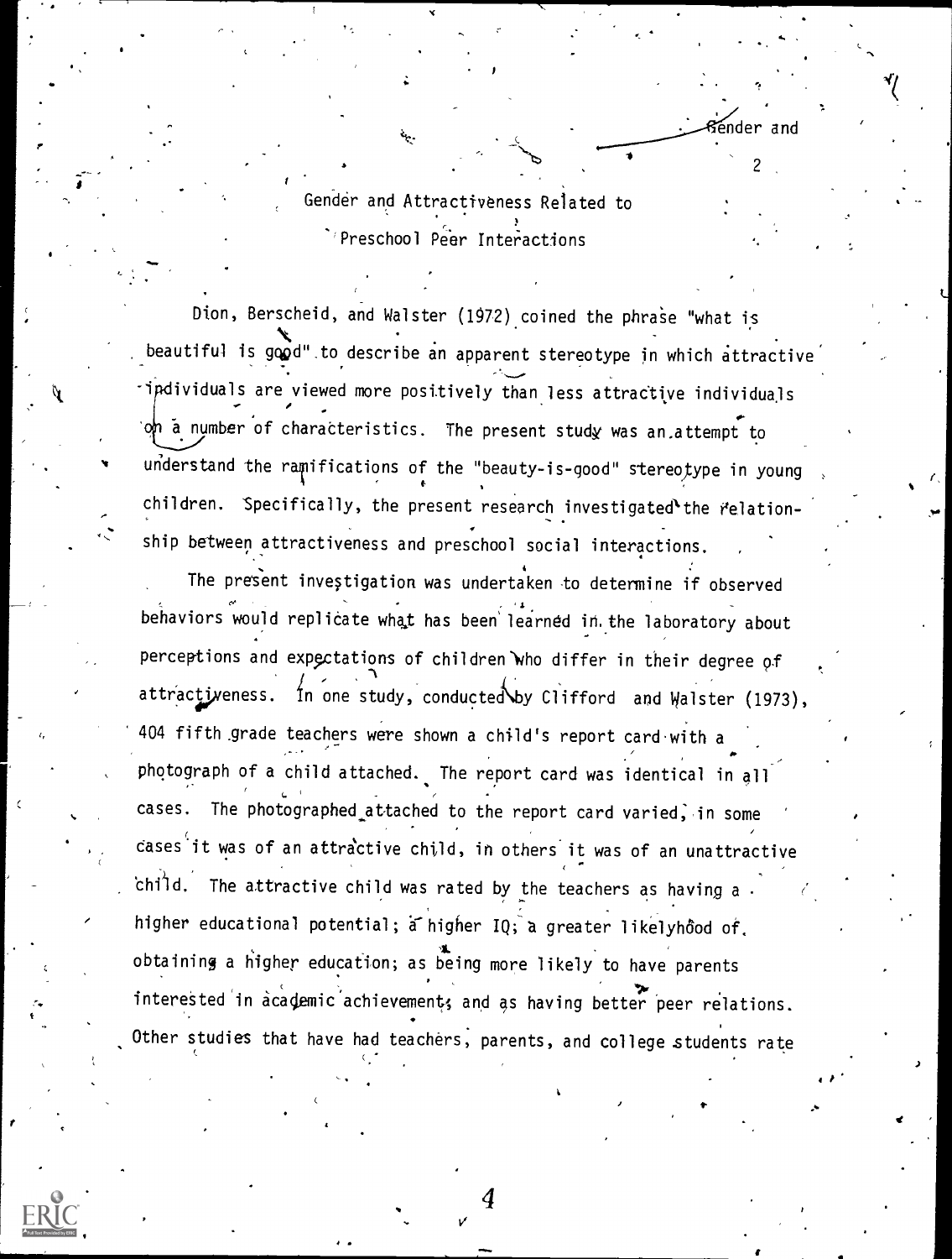## Gender and Attractiveness Related to Preschool Peer Interactions

Dion, Berscheid, and Walster (1972) coined the phrase "what is beautiful is good" to describe an apparent stereotype in which attractive individuals are viewed more positively than less attractive individuals on a number of characteristics. The present study was an attempt to understand the ramifications of the "beauty-is-good" stereotype in young children. Specifically, the present research investigated the relationship between attractiveness and preschool social interactions.

The present investigation was undertaken to determine if observed behaviors would replicate what has been learned in the laboratory about perceptions and expectations of children who differ in their degree of attractiveness. In one study, conducted by Clifford and Walster (1973), 404 fifth grade teachers were shown a child's report card with a photograph of a child attached. The report card was identical in all cases. The photographed attached to the report card varied; in some cases it was of an attractive child, in others it was of an unattractive child. The attractive child was rated by the teachers as having a higher educational potential; a higher IQ; a greater likelyhood of obtaining a higher education; as being more likely to have parents interested in academic achievement; and as having better peer relations. Other studies that have had teachers, parents, and college students rate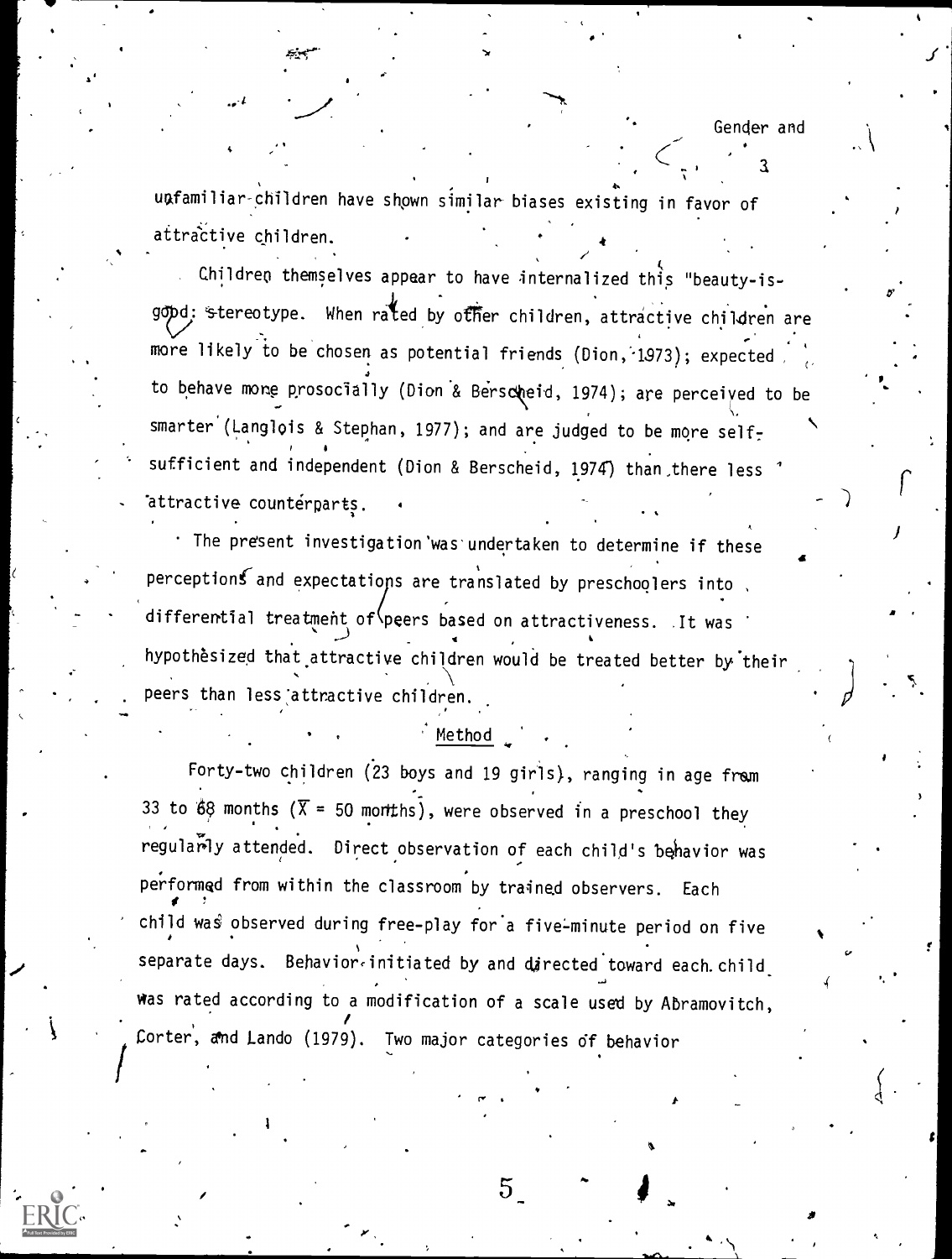unfamiliar children have shown similar biases existing in favor of attractive children.

Children themselves appear to have internalized this "beauty-is-good" stereotype. When rated by other children, attractive children are more likely to be chosen as potential friends (Dion, 1973); expected to behave more prosocially (Dion & Berscheid, 1974); are perceived to be smarter (Langlois & Stephan, 1977); and are judged to be more self-sufficient and independent (Dion & Berscheid, 1974) than there less attractive counterparts.

The present investigation was undertaken to determine if these perceptions and expectations are translated by preschoolers into differential treatment of peers based on attractiveness. It was hypothesized that attractive children would be treated better by their peers than less attractive children.

## Method

Forty-two children (23 boys and 19 girls), ranging in age from 33 to 68 months ($\overline{X}$ = 50 months), were observed in a preschool they regularly attended. Direct observation of each child's behavior was performed from within the classroom by trained observers. Each child was observed during free-play for a five-minute period on five separate days. Behavior initiated by and directed toward each child was rated according to a modification of a scale used by Abramovitch, Corter, and Lando (1979). Two major categories of behavior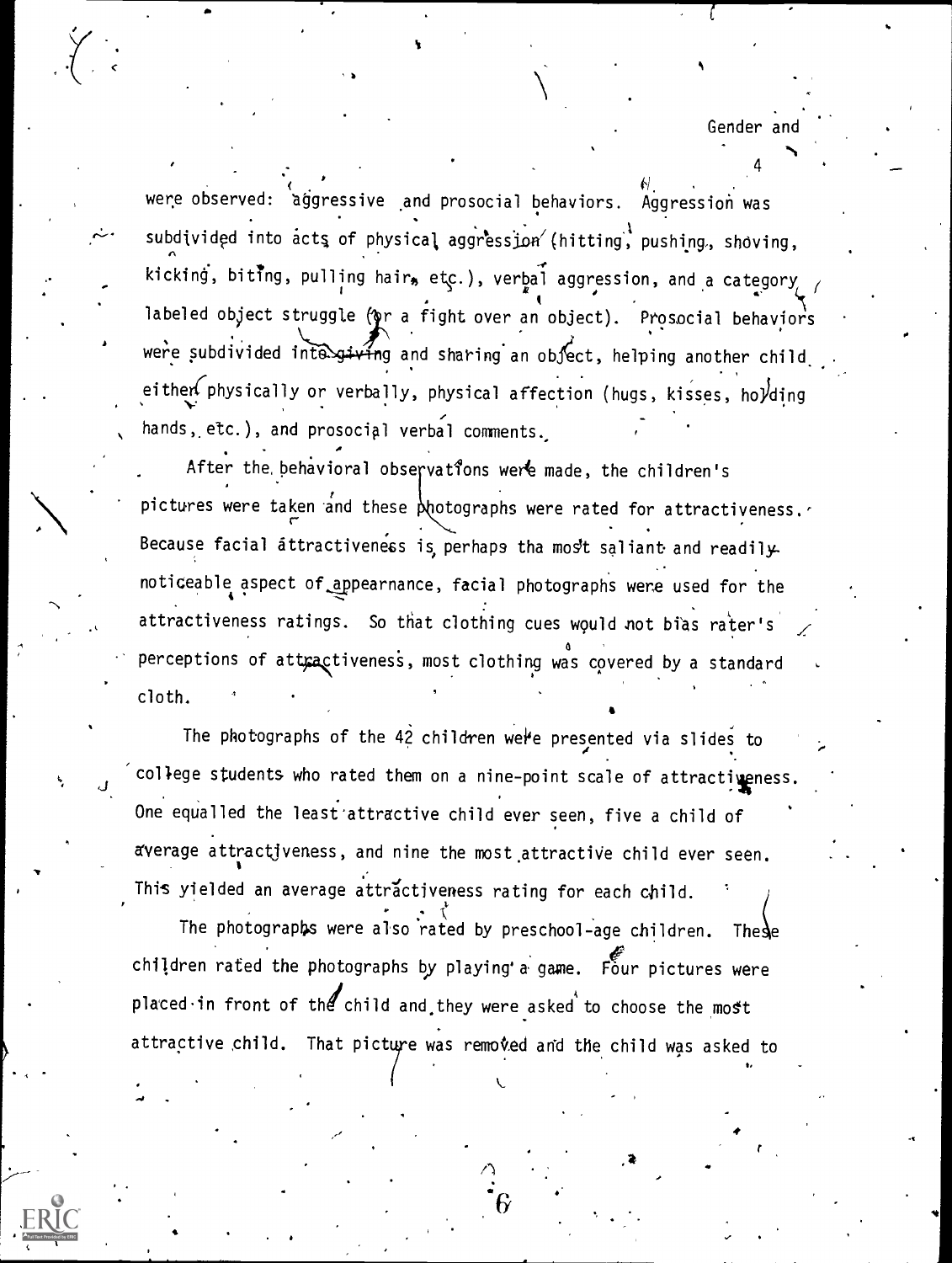were observed: aggressive and prosocial behaviors. Aggression was subdivided into acts of physical aggression (hitting, pushing, shoving, kicking, biting, pulling hair, etc.), verbal aggression, and a category labeled object struggle (or a fight over an object). Prosocial behaviors were subdivided into giving and sharing an object, helping another child either physically or verbally, physical affection (hugs, kisses, holding hands, etc.), and prosocial verbal comments.

After the behavioral observations were made, the children's pictures were taken and these photographs were rated for attractiveness. Because facial attractiveness is perhaps tha most salient and readily noticeable aspect of appearance, facial photographs were used for the attractiveness ratings. So that clothing cues would not bias rater's perceptions of attractiveness, most clothing was covered by a standard cloth.

The photographs of the 42 children were presented via slides to college students who rated them on a nine-point scale of attractiveness. One equalled the least attractive child ever seen, five a child of average attractiveness, and nine the most attractive child ever seen. This yielded an average attractiveness rating for each child.

The photographs were also rated by preschool-age children. These children rated the photographs by playing a game. Four pictures were placed in front of the child and they were asked to choose the most attractive child. That picture was removed and the child was asked to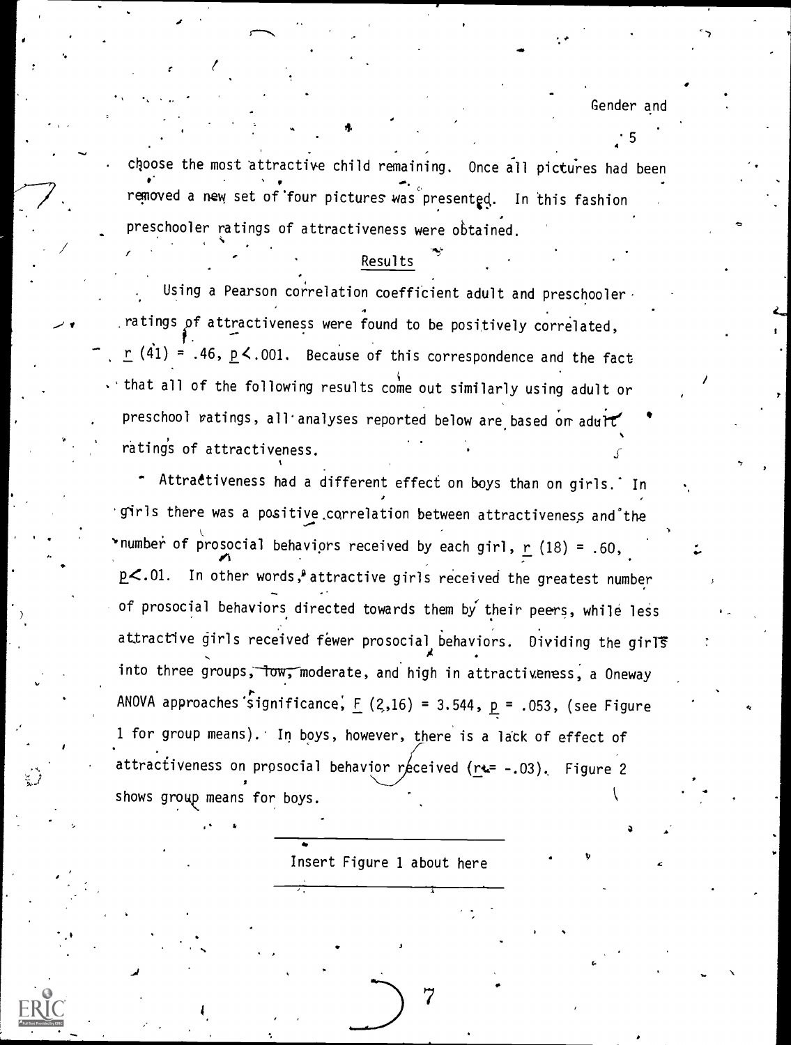choose the most attractive child remaining. Once all pictures had been removed a new set of four pictures was presented. In this fashion preschooler ratings of attractiveness were obtained.

## Results

Using a Pearson correlation coefficient adult and preschooler ratings of attractiveness were found to be positively correlated, $r\ (41) = .46,\ p < .001$. Because of this correspondence and the fact that all of the following results come out similarly using adult or preschool ratings, all analyses reported below are based on adult ratings of attractiveness.

Attractiveness had a different effect on boys than on girls. In girls there was a positive correlation between attractiveness and the number of prosocial behaviors received by each girl, $r\ (18) = .60$, $p < .01$. In other words, attractive girls received the greatest number of prosocial behaviors directed towards them by their peers, while less attractive girls received fewer prosocial behaviors. Dividing the girls into three groups, low, moderate, and high in attractiveness, a Oneway ANOVA approaches significance, $F\ (2,16) = 3.544,\ p = .053$, (see Figure 1 for group means). In boys, however, there is a lack of effect of attractiveness on prosocial behavior received ($r = -.03$). Figure 2 shows group means for boys.

---

Insert Figure 1 about here

---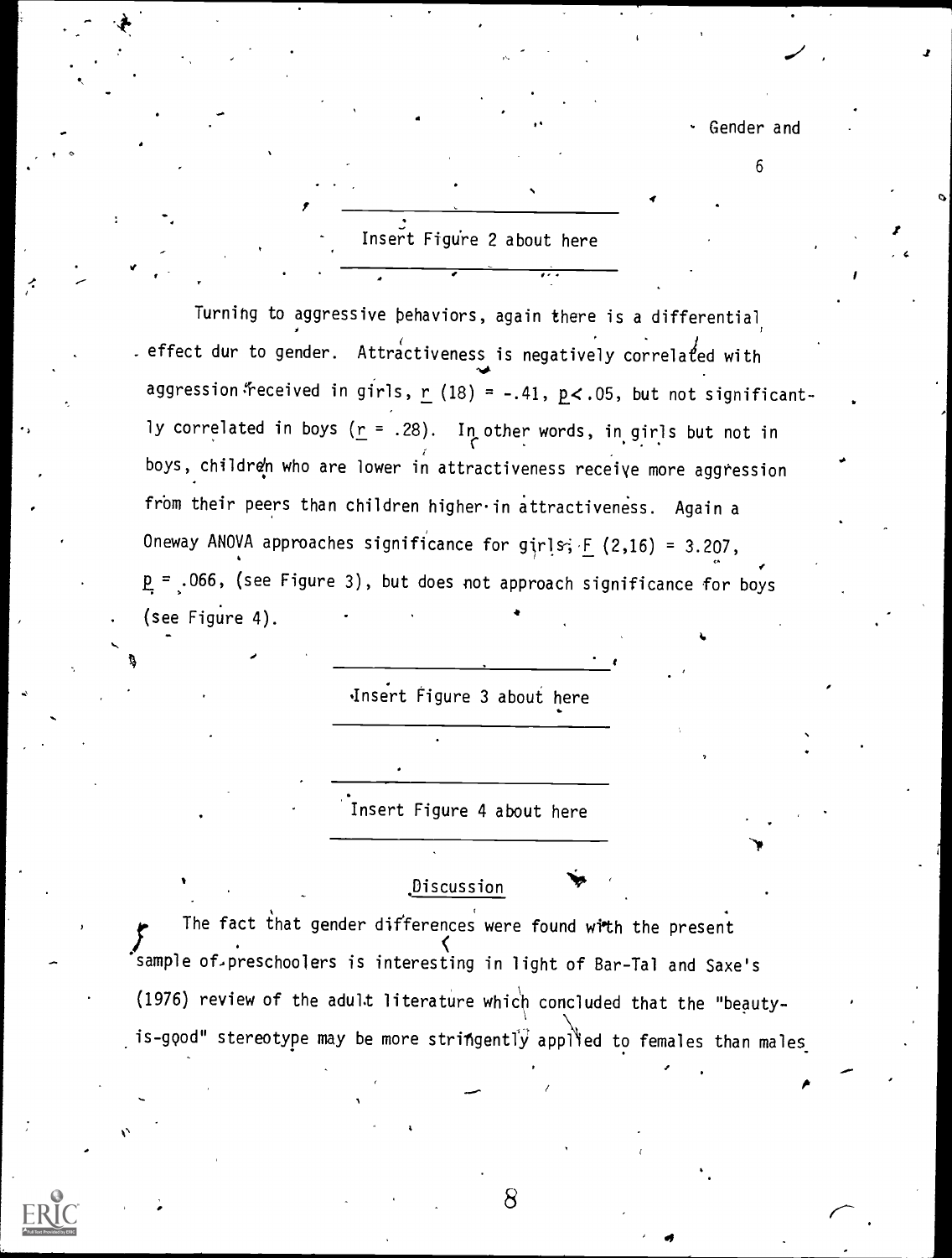Insert Figure 2 about here

Turning to aggressive behaviors, again there is a differential effect dur to gender. Attractiveness is negatively correlated with aggression received in girls, $r$ (18) = -.41, $p < .05$, but not significantly correlated in boys ($r$ = .28). In other words, in girls but not in boys, children who are lower in attractiveness receive more aggression from their peers than children higher in attractiveness. Again a Oneway ANOVA approaches significance for girls, $F$ (2,16) = 3.207, $p$ = .066, (see Figure 3), but does not approach significance for boys (see Figure 4).

Insert Figure 3 about here

Insert Figure 4 about here

## Discussion

The fact that gender differences were found with the present sample of preschoolers is interesting in light of Bar-Tal and Saxe's (1976) review of the adult literature which concluded that the "beauty-is-good" stereotype may be more stringently applied to females than males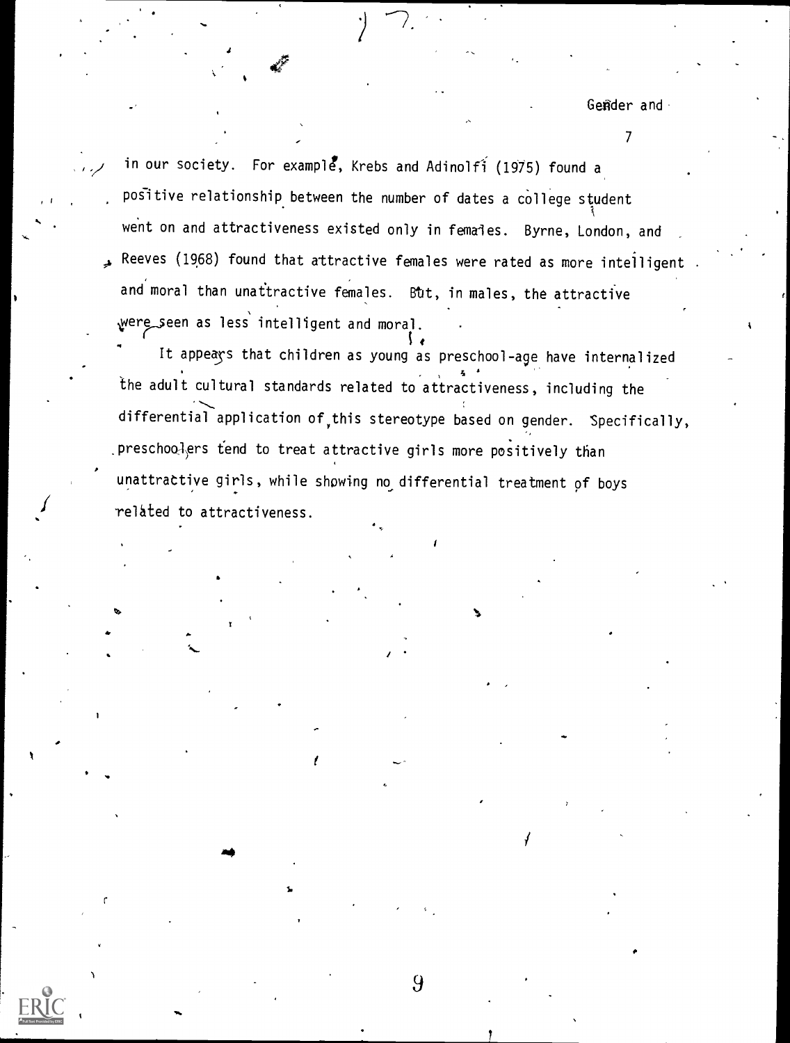in our society. For example, Krebs and Adinolfi (1975) found a positive relationship between the number of dates a college student went on and attractiveness existed only in females. Byrne, London, and Reeves (1968) found that attractive females were rated as more intelligent and moral than unattractive females. But, in males, the attractive were seen as less intelligent and moral.

It appears that children as young as preschool-age have internalized the adult cultural standards related to attractiveness, including the differential application of this stereotype based on gender. Specifically, preschoolers tend to treat attractive girls more positively than unattractive girls, while showing no differential treatment of boys related to attractiveness.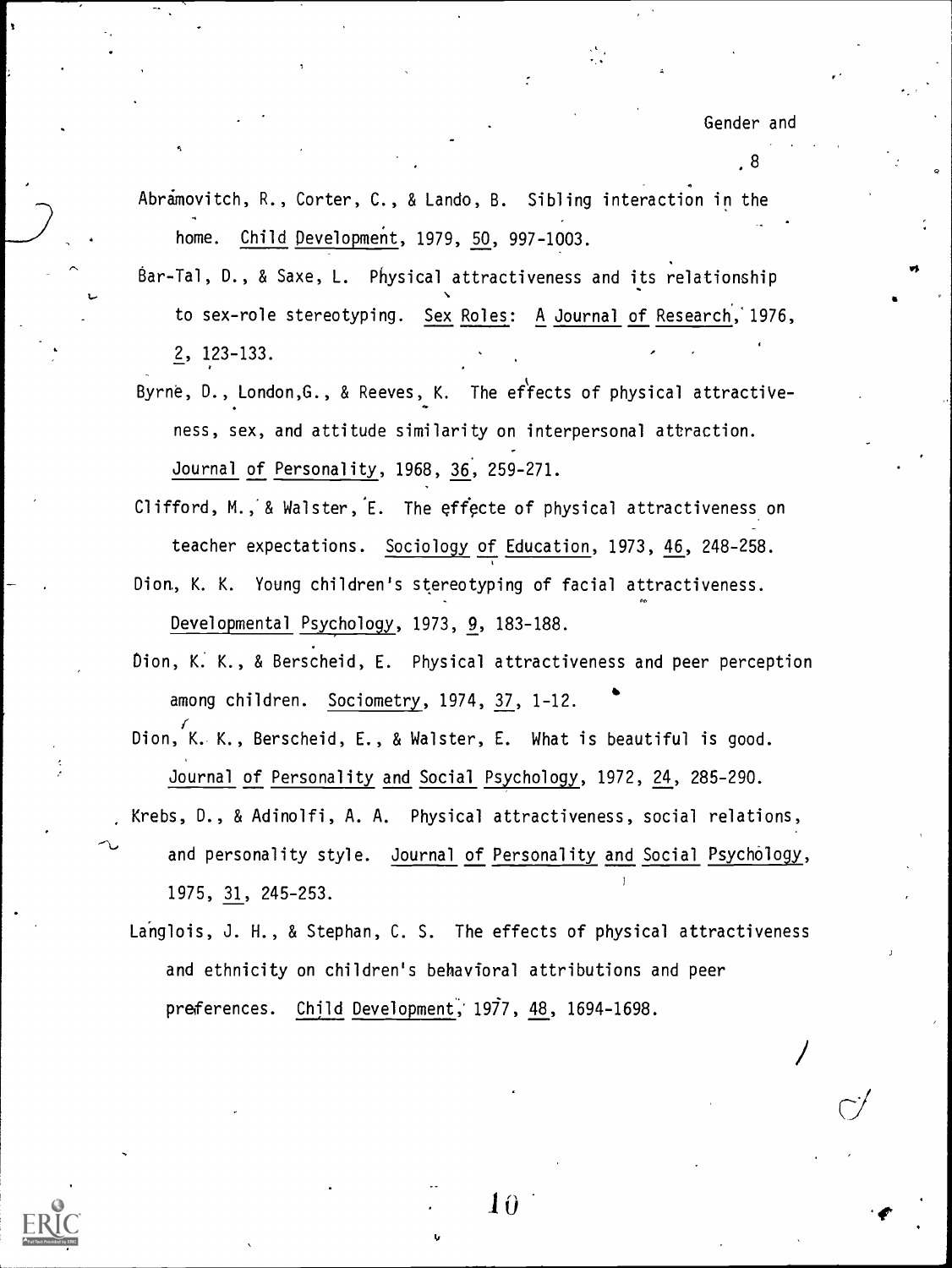Abramovitch, R., Corter, C., & Lando, B. Sibling interaction in the home. Child Development, 1979, 50, 997-1003.

Bar-Tal, D., & Saxe, L. Physical attractiveness and its relationship to sex-role stereotyping. Sex Roles: A Journal of Research, 1976, 2, 123-133.

Byrne, D., London, G., & Reeves, K. The effects of physical attractiveness, sex, and attitude similarity on interpersonal attraction. Journal of Personality, 1968, 36, 259-271.

Clifford, M., & Walster, E. The effecte of physical attractiveness on teacher expectations. Sociology of Education, 1973, 46, 248-258.

Dion, K. K. Young children's stereotyping of facial attractiveness. Developmental Psychology, 1973, 9, 183-188.

Dion, K. K., & Berscheid, E. Physical attractiveness and peer perception among children. Sociometry, 1974, 37, 1-12.

Dion, K. K., Berscheid, E., & Walster, E. What is beautiful is good. Journal of Personality and Social Psychology, 1972, 24, 285-290.

Krebs, D., & Adinolfi, A. A. Physical attractiveness, social relations, and personality style. Journal of Personality and Social Psychology, 1975, 31, 245-253.

Langlois, J. H., & Stephan, C. S. The effects of physical attractiveness and ethnicity on children's behavioral attributions and peer preferences. Child Development, 1977, 48, 1694-1698.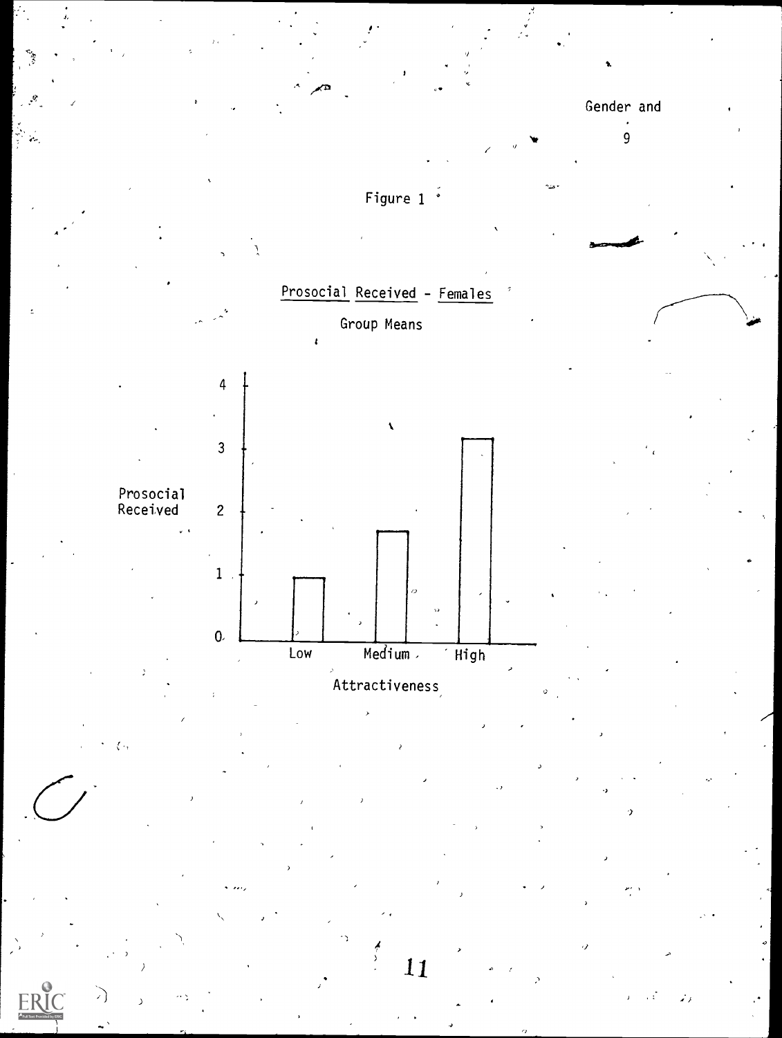Figure 1

Prosocial Received - Females

Group Means

| Attractiveness | Prosocial Received |
| --- | --- |
| Low | ~1.0 |
| Medium | ~1.75 |
| High | ~3.2 |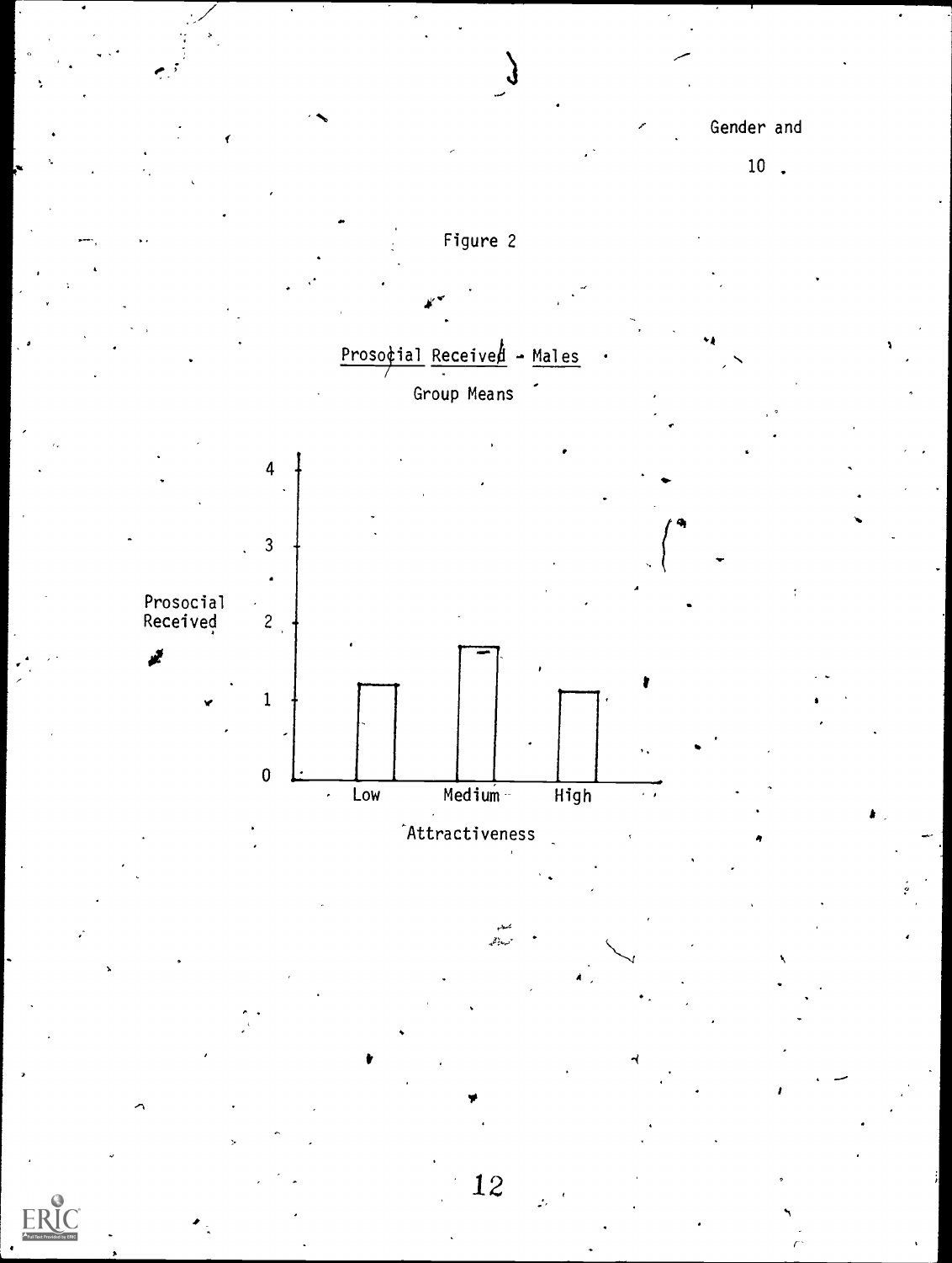Figure 2

Prosocial Received - Males

Group Means

Prosocial Received

4

3

2

1

0

Low Medium High

Attractiveness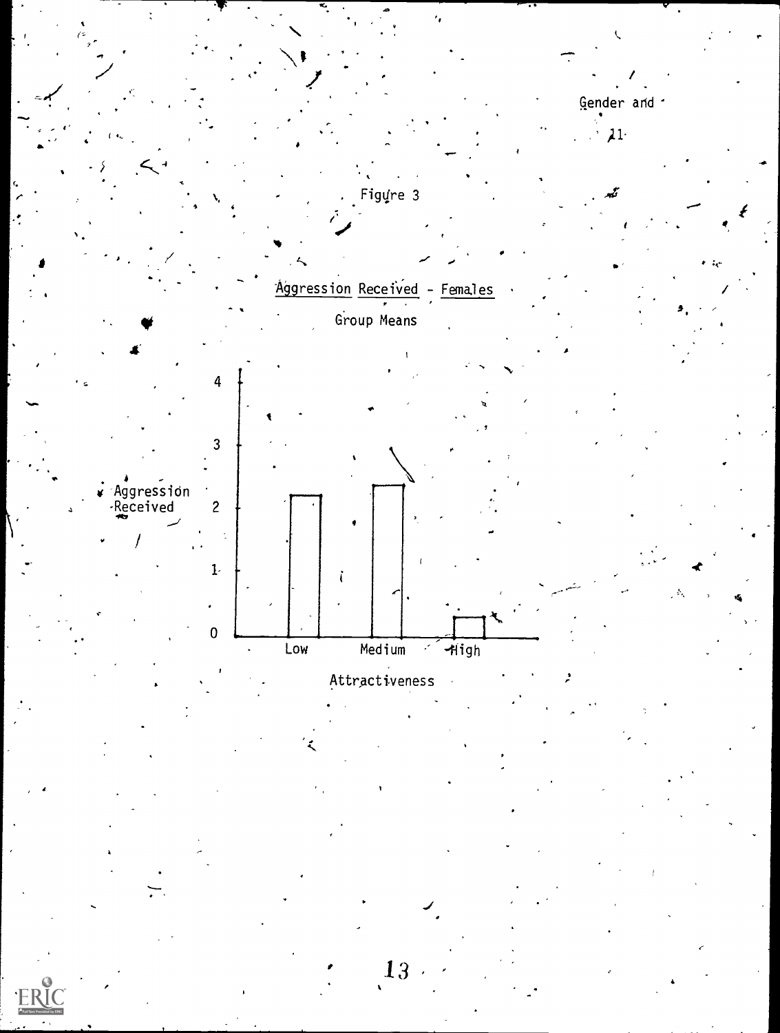Figure 3

Aggression Received - Females

Group Means

| Attractiveness | Aggression Received |
|---|---|
| Low | ~2.2 |
| Medium | ~2.4 |
| High | ~0.3 |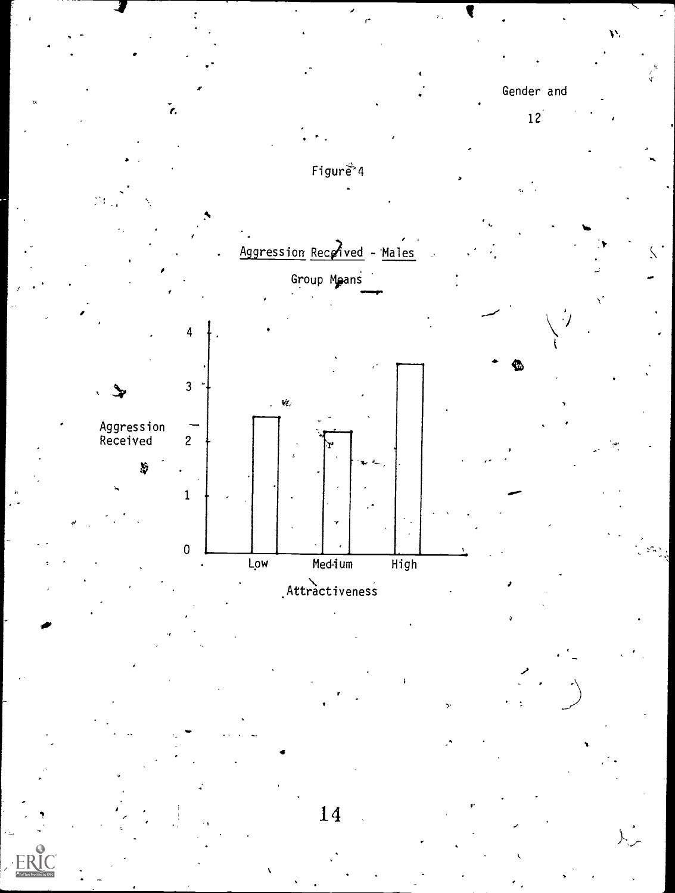Figure 4

Aggression Received - Males

Group Means

4

3

Aggression Received

2

1

0

Low

Medium

High

Attractiveness